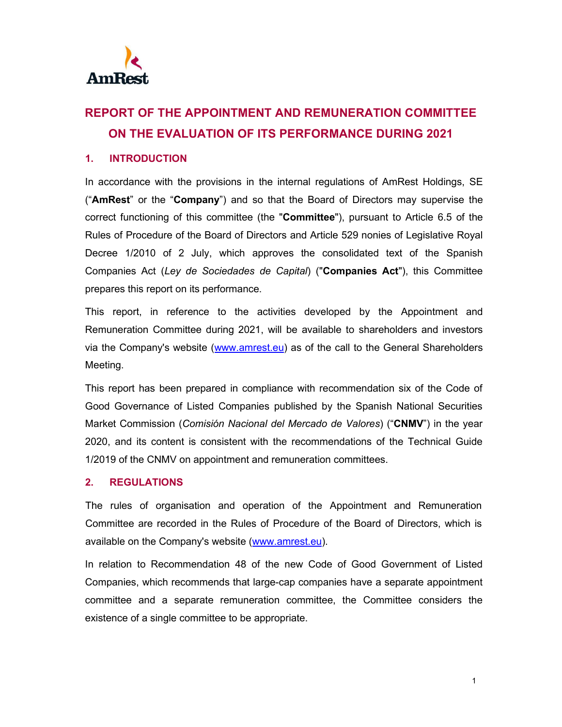# REPORT OF THE APPOINTMENT AND REMUNERATION COMMITTEE ON THE EVALUATION OF ITS PERFORMANCE DURING 2021

## 1. INTRODUCTION

In accordance with the provisions in the internal regulations of AmRest Holdings, SE (“**AmRest**” or the “**Company**”) and so that the Board of Directors may supervise the correct functioning of this committee (the "**Committee**"), pursuant to Article 6.5 of the Rules of Procedure of the Board of Directors and Article 529 nonies of Legislative Royal Decree 1/2010 of 2 July, which approves the consolidated text of the Spanish Companies Act (*Ley de Sociedades de Capital*) ("**Companies Act**"), this Committee prepares this report on its performance.

This report, in reference to the activities developed by the Appointment and Remuneration Committee during 2021, will be available to shareholders and investors via the Company's website (www.amrest.eu) as of the call to the General Shareholders Meeting.

This report has been prepared in compliance with recommendation six of the Code of Good Governance of Listed Companies published by the Spanish National Securities Market Commission (*Comisión Nacional del Mercado de Valores*) (“**CNMV**”) in the year 2020, and its content is consistent with the recommendations of the Technical Guide 1/2019 of the CNMV on appointment and remuneration committees.

## 2. REGULATIONS

The rules of organisation and operation of the Appointment and Remuneration Committee are recorded in the Rules of Procedure of the Board of Directors, which is available on the Company's website (www.amrest.eu).

In relation to Recommendation 48 of the new Code of Good Government of Listed Companies, which recommends that large-cap companies have a separate appointment committee and a separate remuneration committee, the Committee considers the existence of a single committee to be appropriate.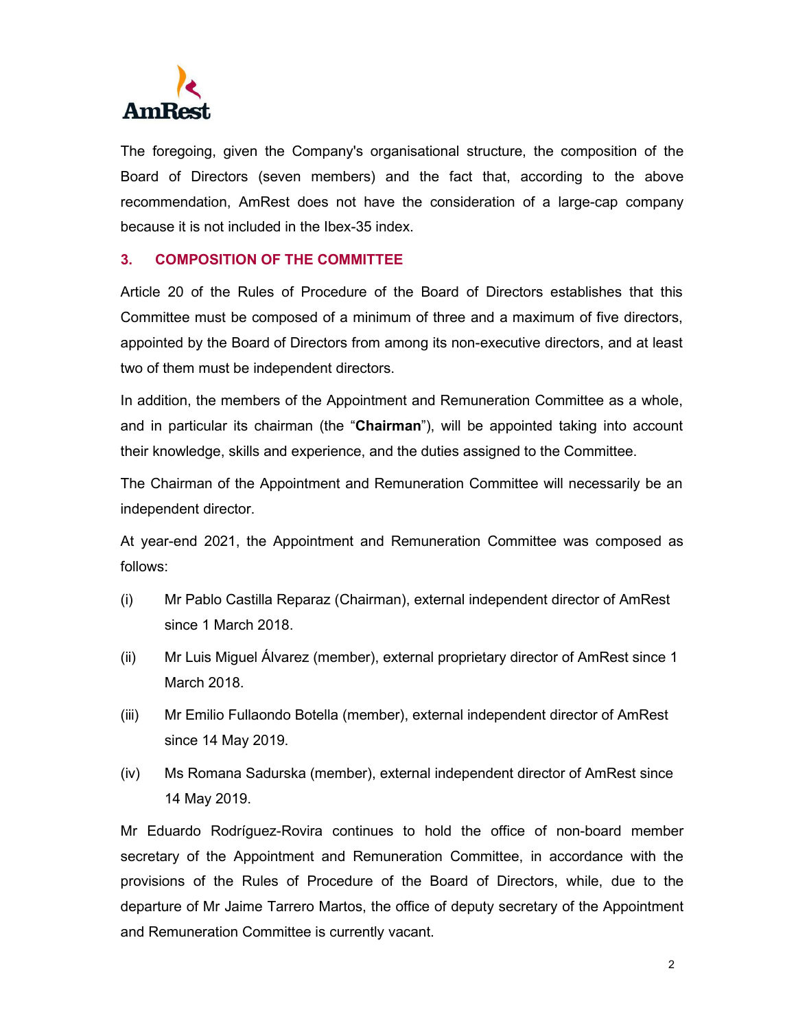The foregoing, given the Company's organisational structure, the composition of the Board of Directors (seven members) and the fact that, according to the above recommendation, AmRest does not have the consideration of a large-cap company because it is not included in the Ibex-35 index.

## 3. COMPOSITION OF THE COMMITTEE

Article 20 of the Rules of Procedure of the Board of Directors establishes that this Committee must be composed of a minimum of three and a maximum of five directors, appointed by the Board of Directors from among its non-executive directors, and at least two of them must be independent directors.

In addition, the members of the Appointment and Remuneration Committee as a whole, and in particular its chairman (the "**Chairman**"), will be appointed taking into account their knowledge, skills and experience, and the duties assigned to the Committee.

The Chairman of the Appointment and Remuneration Committee will necessarily be an independent director.

At year-end 2021, the Appointment and Remuneration Committee was composed as follows:

(i) Mr Pablo Castilla Reparaz (Chairman), external independent director of AmRest since 1 March 2018.

(ii) Mr Luis Miguel Álvarez (member), external proprietary director of AmRest since 1 March 2018.

(iii) Mr Emilio Fullaondo Botella (member), external independent director of AmRest since 14 May 2019.

(iv) Ms Romana Sadurska (member), external independent director of AmRest since 14 May 2019.

Mr Eduardo Rodríguez-Rovira continues to hold the office of non-board member secretary of the Appointment and Remuneration Committee, in accordance with the provisions of the Rules of Procedure of the Board of Directors, while, due to the departure of Mr Jaime Tarrero Martos, the office of deputy secretary of the Appointment and Remuneration Committee is currently vacant.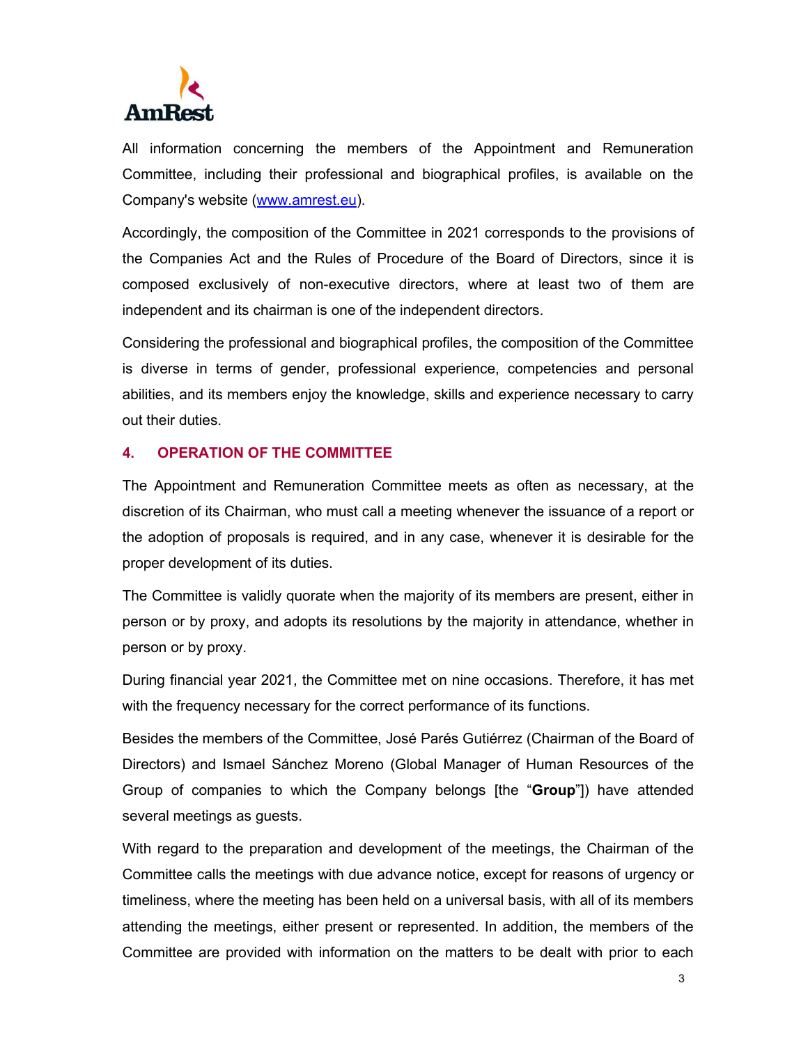All information concerning the members of the Appointment and Remuneration Committee, including their professional and biographical profiles, is available on the Company's website (www.amrest.eu).

Accordingly, the composition of the Committee in 2021 corresponds to the provisions of the Companies Act and the Rules of Procedure of the Board of Directors, since it is composed exclusively of non-executive directors, where at least two of them are independent and its chairman is one of the independent directors.

Considering the professional and biographical profiles, the composition of the Committee is diverse in terms of gender, professional experience, competencies and personal abilities, and its members enjoy the knowledge, skills and experience necessary to carry out their duties.

## 4. OPERATION OF THE COMMITTEE

The Appointment and Remuneration Committee meets as often as necessary, at the discretion of its Chairman, who must call a meeting whenever the issuance of a report or the adoption of proposals is required, and in any case, whenever it is desirable for the proper development of its duties.

The Committee is validly quorate when the majority of its members are present, either in person or by proxy, and adopts its resolutions by the majority in attendance, whether in person or by proxy.

During financial year 2021, the Committee met on nine occasions. Therefore, it has met with the frequency necessary for the correct performance of its functions.

Besides the members of the Committee, José Parés Gutiérrez (Chairman of the Board of Directors) and Ismael Sánchez Moreno (Global Manager of Human Resources of the Group of companies to which the Company belongs [the "**Group**"]) have attended several meetings as guests.

With regard to the preparation and development of the meetings, the Chairman of the Committee calls the meetings with due advance notice, except for reasons of urgency or timeliness, where the meeting has been held on a universal basis, with all of its members attending the meetings, either present or represented. In addition, the members of the Committee are provided with information on the matters to be dealt with prior to each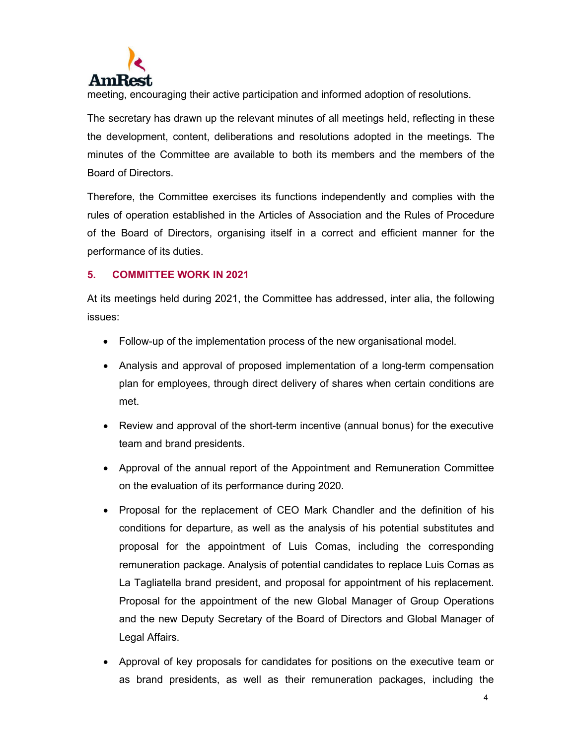meeting, encouraging their active participation and informed adoption of resolutions.

The secretary has drawn up the relevant minutes of all meetings held, reflecting in these the development, content, deliberations and resolutions adopted in the meetings. The minutes of the Committee are available to both its members and the members of the Board of Directors.

Therefore, the Committee exercises its functions independently and complies with the rules of operation established in the Articles of Association and the Rules of Procedure of the Board of Directors, organising itself in a correct and efficient manner for the performance of its duties.

## 5. COMMITTEE WORK IN 2021

At its meetings held during 2021, the Committee has addressed, inter alia, the following issues:

- Follow-up of the implementation process of the new organisational model.
- Analysis and approval of proposed implementation of a long-term compensation plan for employees, through direct delivery of shares when certain conditions are met.
- Review and approval of the short-term incentive (annual bonus) for the executive team and brand presidents.
- Approval of the annual report of the Appointment and Remuneration Committee on the evaluation of its performance during 2020.
- Proposal for the replacement of CEO Mark Chandler and the definition of his conditions for departure, as well as the analysis of his potential substitutes and proposal for the appointment of Luis Comas, including the corresponding remuneration package. Analysis of potential candidates to replace Luis Comas as La Tagliatella brand president, and proposal for appointment of his replacement. Proposal for the appointment of the new Global Manager of Group Operations and the new Deputy Secretary of the Board of Directors and Global Manager of Legal Affairs.
- Approval of key proposals for candidates for positions on the executive team or as brand presidents, as well as their remuneration packages, including the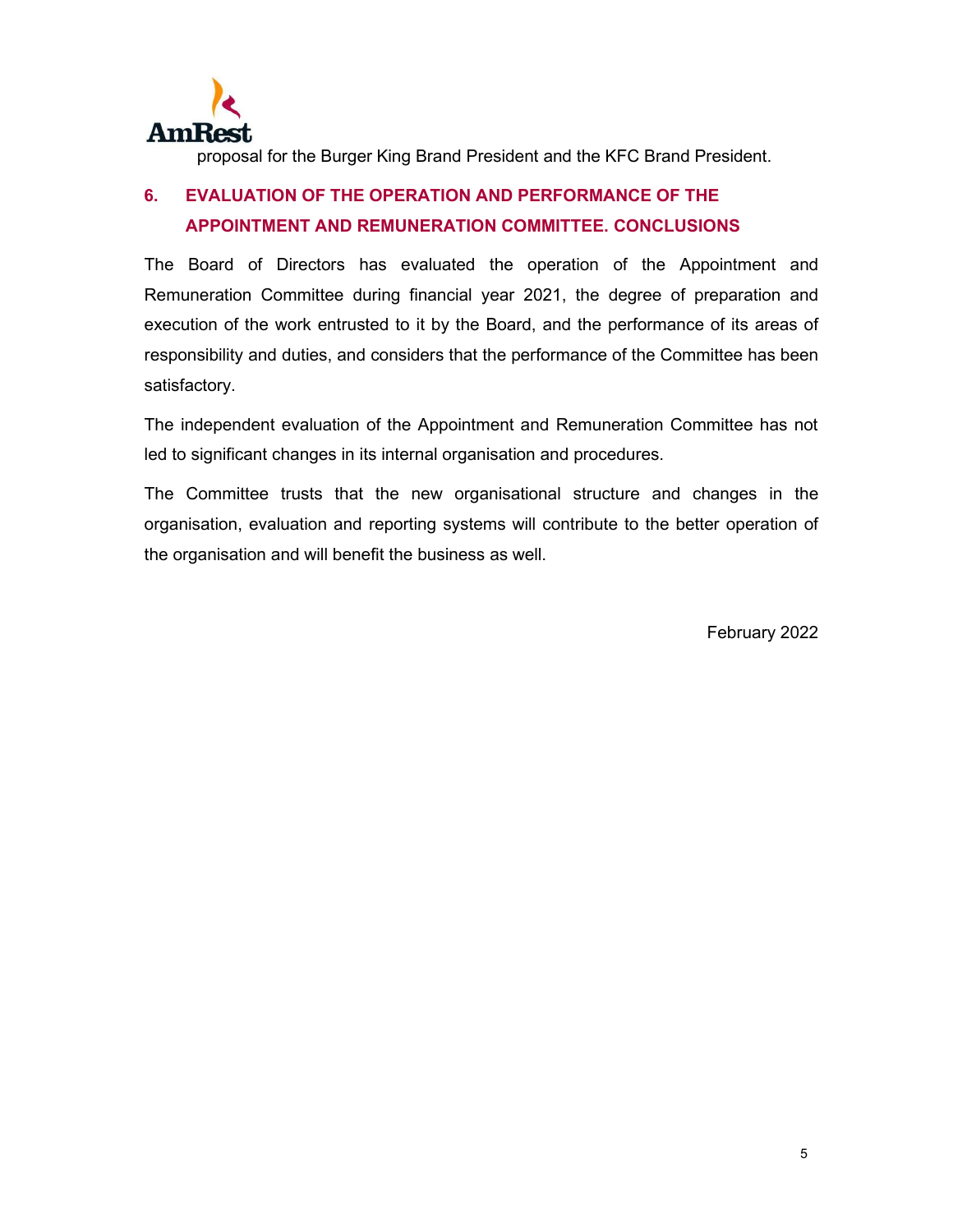proposal for the Burger King Brand President and the KFC Brand President.

## 6. EVALUATION OF THE OPERATION AND PERFORMANCE OF THE APPOINTMENT AND REMUNERATION COMMITTEE. CONCLUSIONS

The Board of Directors has evaluated the operation of the Appointment and Remuneration Committee during financial year 2021, the degree of preparation and execution of the work entrusted to it by the Board, and the performance of its areas of responsibility and duties, and considers that the performance of the Committee has been satisfactory.

The independent evaluation of the Appointment and Remuneration Committee has not led to significant changes in its internal organisation and procedures.

The Committee trusts that the new organisational structure and changes in the organisation, evaluation and reporting systems will contribute to the better operation of the organisation and will benefit the business as well.

February 2022